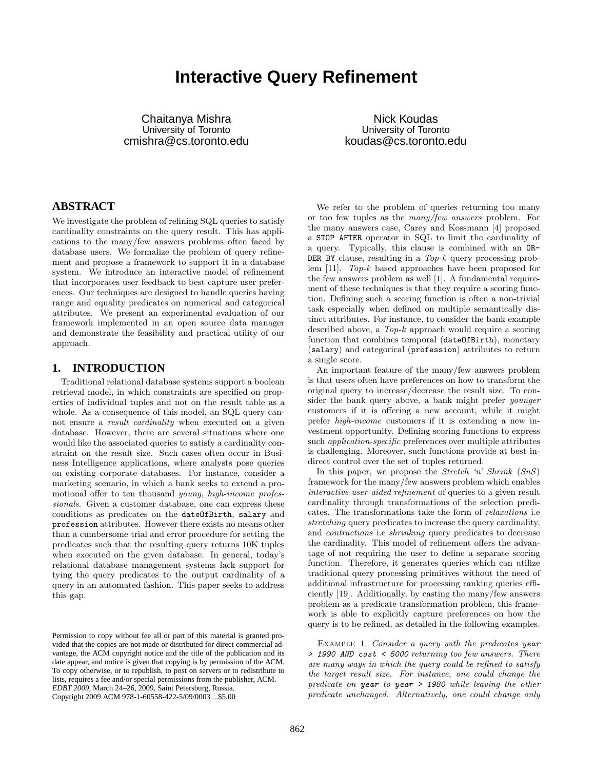# Interactive Query Refinement

Chaitanya Mishra
University of Toronto
cmishra@cs.toronto.edu

Nick Koudas
University of Toronto
koudas@cs.toronto.edu

## ABSTRACT

We investigate the problem of refining SQL queries to satisfy cardinality constraints on the query result. This has applications to the many/few answers problems often faced by database users. We formalize the problem of query refinement and propose a framework to support it in a database system. We introduce an interactive model of refinement that incorporates user feedback to best capture user preferences. Our techniques are designed to handle queries having range and equality predicates on numerical and categorical attributes. We present an experimental evaluation of our framework implemented in an open source data manager and demonstrate the feasibility and practical utility of our approach.

## 1. INTRODUCTION

Traditional relational database systems support a boolean retrieval model, in which constraints are specified on properties of individual tuples and not on the result table as a whole. As a consequence of this model, an SQL query cannot ensure a *result cardinality* when executed on a given database. However, there are several situations where one would like the associated queries to satisfy a cardinality constraint on the result size. Such cases often occur in Business Intelligence applications, where analysts pose queries on existing corporate databases. For instance, consider a marketing scenario, in which a bank seeks to extend a promotional offer to ten thousand *young*, *high-income professionals*. Given a customer database, one can express these conditions as predicates on the `dateOfBirth`, `salary` and `profession` attributes. However there exists no means other than a cumbersome trial and error procedure for setting the predicates such that the resulting query returns 10K tuples when executed on the given database. In general, today's relational database management systems lack support for tying the query predicates to the output cardinality of a query in an automated fashion. This paper seeks to address this gap.

We refer to the problem of queries returning too many or too few tuples as the *many/few answers* problem. For the many answers case, Carey and Kossmann [4] proposed a `STOP AFTER` operator in SQL to limit the cardinality of a query. Typically, this clause is combined with an `ORDER BY` clause, resulting in a *Top-k* query processing problem [11]. *Top-k* based approaches have been proposed for the few answers problem as well [1]. A fundamental requirement of these techniques is that they require a scoring function. Defining such a scoring function is often a non-trivial task especially when defined on multiple semantically distinct attributes. For instance, to consider the bank example described above, a *Top-k* approach would require a scoring function that combines temporal (`dateOfBirth`), monetary (`salary`) and categorical (`profession`) attributes to return a single score.

An important feature of the many/few answers problem is that users often have preferences on how to transform the original query to increase/decrease the result size. To consider the bank query above, a bank might prefer *younger* customers if it is offering a new account, while it might prefer *high-income* customers if it is extending a new investment opportunity. Defining scoring functions to express such *application-specific* preferences over multiple attributes is challenging. Moreover, such functions provide at best indirect control over the set of tuples returned.

In this paper, we propose the *Stretch 'n' Shrink* (*SnS*) framework for the many/few answers problem which enables *interactive user-aided refinement* of queries to a given result cardinality through transformations of the selection predicates. The transformations take the form of *relaxations* i.e *stretching* query predicates to increase the query cardinality, and *contractions* i.e *shrinking* query predicates to decrease the cardinality. This model of refinement offers the advantage of not requiring the user to define a separate scoring function. Therefore, it generates queries which can utilize traditional query processing primitives without the need of additional infrastructure for processing ranking queries efficiently [19]. Additionally, by casting the many/few answers problem as a predicate transformation problem, this framework is able to explicitly capture preferences on how the query is to be refined, as detailed in the following examples.

Example 1. *Consider a query with the predicates* `year > 1990 AND cost < 5000` *returning too few answers. There are many ways in which the query could be refined to satisfy the target result size. For instance, one could change the predicate on* `year` *to* `year > 1980` *while leaving the other predicate unchanged. Alternatively, one could change only*

Permission to copy without fee all or part of this material is granted provided that the copies are not made or distributed for direct commercial advantage, the ACM copyright notice and the title of the publication and its date appear, and notice is given that copying is by permission of the ACM. To copy otherwise, or to republish, to post on servers or to redistribute to lists, requires a fee and/or special permissions from the publisher, ACM.
*EDBT 2009*, March 24–26, 2009, Saint Petersburg, Russia.
Copyright 2009 ACM 978-1-60558-422-5/09/0003 ...$5.00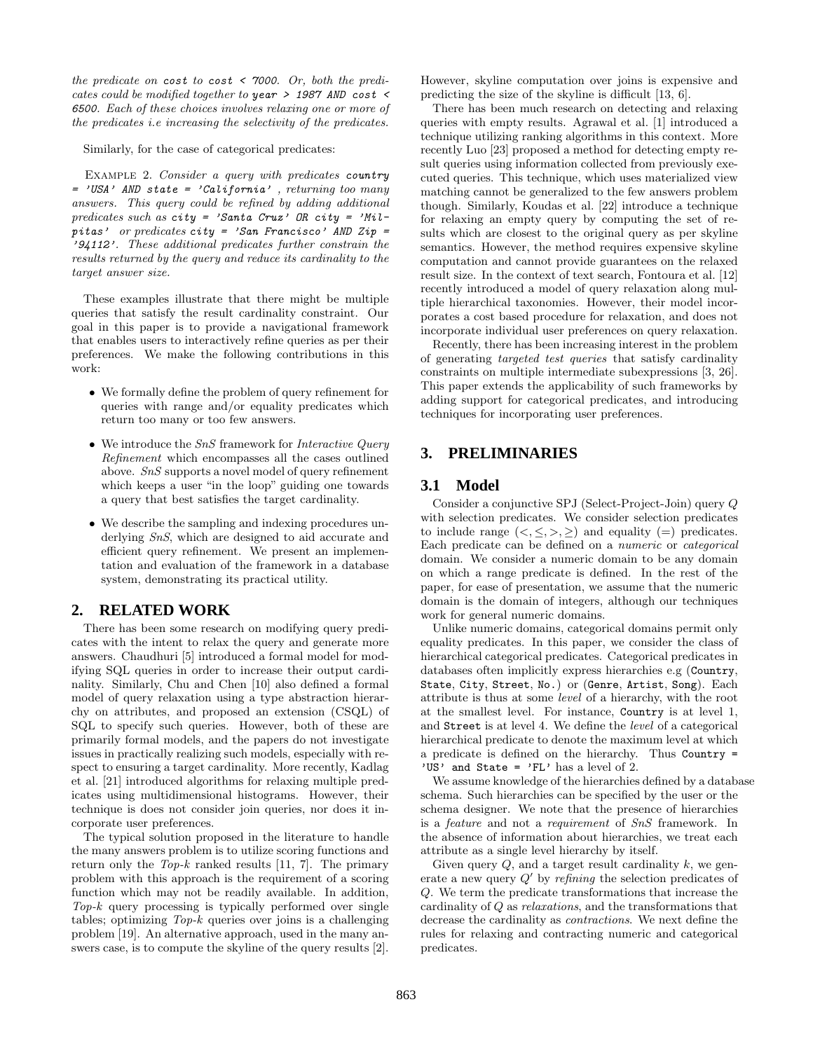*the predicate on* `cost` *to* `cost < 7000`*. Or, both the predicates could be modified together to* `year > 1987 AND cost < 6500`*. Each of these choices involves relaxing one or more of the predicates i.e increasing the selectivity of the predicates.*

Similarly, for the case of categorical predicates:

Example 2. *Consider a query with predicates* `country = 'USA' AND state = 'California'` *, returning too many answers. This query could be refined by adding additional predicates such as* `city = 'Santa Cruz' OR city = 'Milpitas'` *or predicates* `city = 'San Francisco' AND Zip = '94112'`*. These additional predicates further constrain the results returned by the query and reduce its cardinality to the target answer size.*

These examples illustrate that there might be multiple queries that satisfy the result cardinality constraint. Our goal in this paper is to provide a navigational framework that enables users to interactively refine queries as per their preferences. We make the following contributions in this work:

- We formally define the problem of query refinement for queries with range and/or equality predicates which return too many or too few answers.
- We introduce the *SnS* framework for *Interactive Query Refinement* which encompasses all the cases outlined above. *SnS* supports a novel model of query refinement which keeps a user "in the loop" guiding one towards a query that best satisfies the target cardinality.
- We describe the sampling and indexing procedures underlying *SnS*, which are designed to aid accurate and efficient query refinement. We present an implementation and evaluation of the framework in a database system, demonstrating its practical utility.

## 2. RELATED WORK

There has been some research on modifying query predicates with the intent to relax the query and generate more answers. Chaudhuri [5] introduced a formal model for modifying SQL queries in order to increase their output cardinality. Similarly, Chu and Chen [10] also defined a formal model of query relaxation using a type abstraction hierarchy on attributes, and proposed an extension (CSQL) of SQL to specify such queries. However, both of these are primarily formal models, and the papers do not investigate issues in practically realizing such models, especially with respect to ensuring a target cardinality. More recently, Kadlag et al. [21] introduced algorithms for relaxing multiple predicates using multidimensional histograms. However, their technique is does not consider join queries, nor does it incorporate user preferences.

The typical solution proposed in the literature to handle the many answers problem is to use scoring functions and return only the *Top-k* ranked results [11, 7]. The primary problem with this approach is the requirement of a scoring function which may not be readily available. In addition, *Top-k* query processing is typically performed over single tables; optimizing *Top-k* queries over joins is a challenging problem [19]. An alternative approach, used in the many answers case, is to compute the skyline of the query results [2]. However, skyline computation over joins is expensive and predicting the size of the skyline is difficult [13, 6].

There has been much research on detecting and relaxing queries with empty results. Agrawal et al. [1] introduced a technique utilizing ranking algorithms in this context. More recently Luo [23] proposed a method for detecting empty result queries using information collected from previously executed queries. This technique, which uses materialized view matching cannot be generalized to the few answers problem though. Similarly, Koudas et al. [22] introduce a technique for relaxing an empty query by computing the set of results which are closest to the original query as per skyline semantics. However, the method requires expensive skyline computation and cannot provide guarantees on the relaxed result size. In the context of text search, Fontoura et al. [12] recently introduced a model of query relaxation along multiple hierarchical taxonomies. However, their model incorporates a cost based procedure for relaxation, and does not incorporate individual user preferences on query relaxation.

Recently, there has been increasing interest in the problem of generating *targeted test queries* that satisfy cardinality constraints on multiple intermediate subexpressions [3, 26]. This paper extends the applicability of such frameworks by adding support for categorical predicates, and introducing techniques for incorporating user preferences.

## 3. PRELIMINARIES

### 3.1 Model

Consider a conjunctive SPJ (Select-Project-Join) query $Q$ with selection predicates. We consider selection predicates to include range $(<, \leq, >, \geq)$ and equality $(=)$ predicates. Each predicate can be defined on a *numeric* or *categorical* domain. We consider a numeric domain to be any domain on which a range predicate is defined. In the rest of the paper, for ease of presentation, we assume that the numeric domain is the domain of integers, although our techniques work for general numeric domains.

Unlike numeric domains, categorical domains permit only equality predicates. In this paper, we consider the class of hierarchical categorical predicates. Categorical predicates in databases often implicitly express hierarchies e.g (`Country`, `State`, `City`, `Street`, `No.`) or (`Genre`, `Artist`, `Song`). Each attribute is thus at some *level* of a hierarchy, with the root at the smallest level. For instance, `Country` is at level 1, and `Street` is at level 4. We define the *level* of a categorical hierarchical predicate to denote the maximum level at which a predicate is defined on the hierarchy. Thus `Country = 'US' and State = 'FL'` has a level of 2.

We assume knowledge of the hierarchies defined by a database schema. Such hierarchies can be specified by the user or the schema designer. We note that the presence of hierarchies is a *feature* and not a *requirement* of *SnS* framework. In the absence of information about hierarchies, we treat each attribute as a single level hierarchy by itself.

Given query $Q$, and a target result cardinality $k$, we generate a new query $Q'$ by *refining* the selection predicates of $Q$. We term the predicate transformations that increase the cardinality of $Q$ as *relaxations*, and the transformations that decrease the cardinality as *contractions*. We next define the rules for relaxing and contracting numeric and categorical predicates.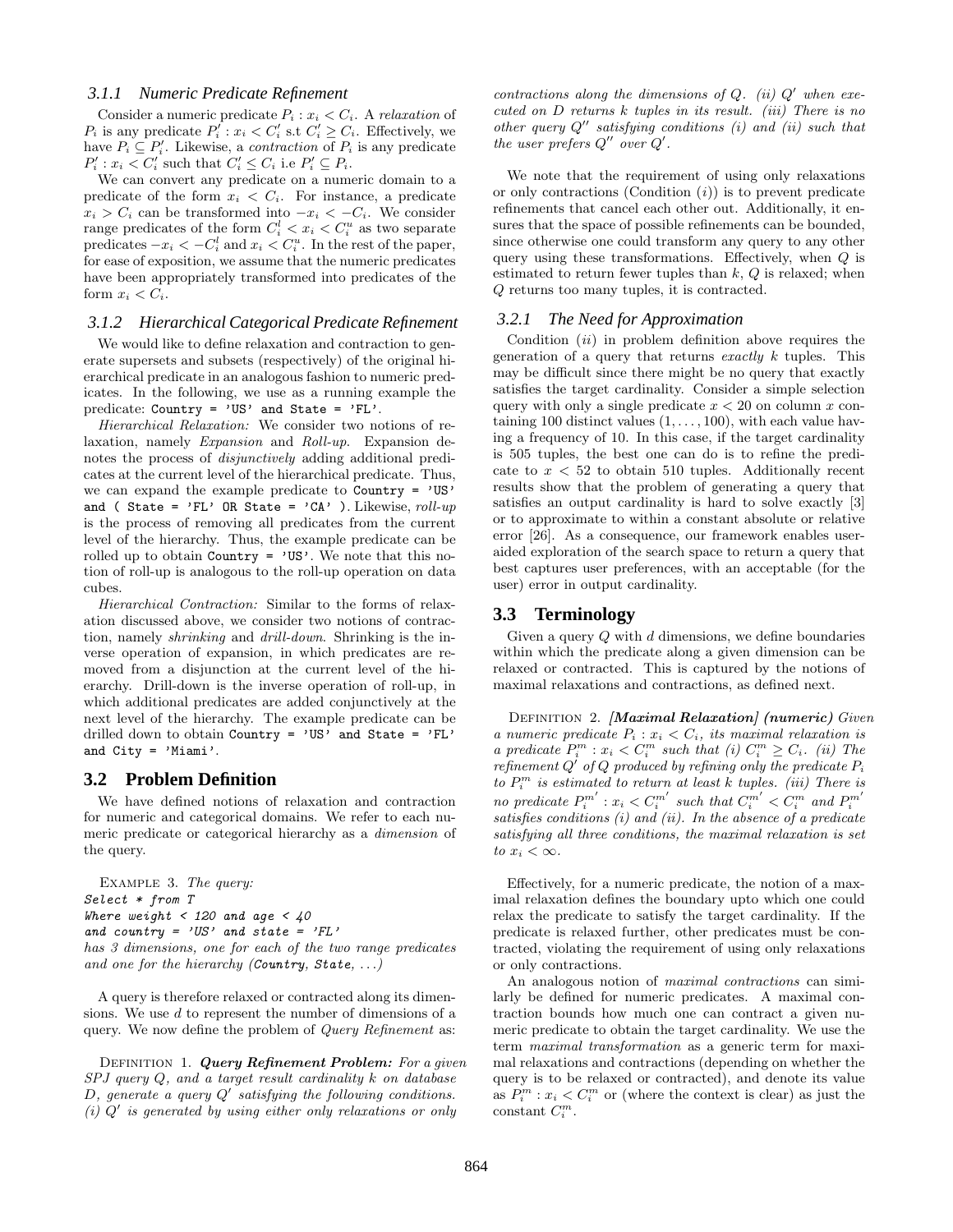#### 3.1.1 Numeric Predicate Refinement

Consider a numeric predicate $P_i : x_i < C_i$. A *relaxation* of $P_i$ is any predicate $P_i' : x_i < C_i'$ s.t $C_i' \geq C_i$. Effectively, we have $P_i \subseteq P_i'$. Likewise, a *contraction* of $P_i$ is any predicate $P_i' : x_i < C_i'$ such that $C_i' \leq C_i$ i.e $P_i' \subseteq P_i$.

We can convert any predicate on a numeric domain to a predicate of the form $x_i < C_i$. For instance, a predicate $x_i > C_i$ can be transformed into $-x_i < -C_i$. We consider range predicates of the form $C_i^l < x_i < C_i^u$ as two separate predicates $-x_i < -C_i^l$ and $x_i < C_i^u$. In the rest of the paper, for ease of exposition, we assume that the numeric predicates have been appropriately transformed into predicates of the form $x_i < C_i$.

#### 3.1.2 Hierarchical Categorical Predicate Refinement

We would like to define relaxation and contraction to generate supersets and subsets (respectively) of the original hierarchical predicate in an analogous fashion to numeric predicates. In the following, we use as a running example the predicate: `Country = 'US' and State = 'FL'`.

*Hierarchical Relaxation:* We consider two notions of relaxation, namely *Expansion* and *Roll-up*. Expansion denotes the process of *disjunctively* adding additional predicates at the current level of the hierarchical predicate. Thus, we can expand the example predicate to `Country = 'US' and ( State = 'FL' OR State = 'CA' )`. Likewise, *roll-up* is the process of removing all predicates from the current level of the hierarchy. Thus, the example predicate can be rolled up to obtain `Country = 'US'`. We note that this notion of roll-up is analogous to the roll-up operation on data cubes.

*Hierarchical Contraction:* Similar to the forms of relaxation discussed above, we consider two notions of contraction, namely *shrinking* and *drill-down*. Shrinking is the inverse operation of expansion, in which predicates are removed from a disjunction at the current level of the hierarchy. Drill-down is the inverse operation of roll-up, in which additional predicates are added conjunctively at the next level of the hierarchy. The example predicate can be drilled down to obtain `Country = 'US' and State = 'FL' and City = 'Miami'`.

## 3.2 Problem Definition

We have defined notions of relaxation and contraction for numeric and categorical domains. We refer to each numeric predicate or categorical hierarchy as a *dimension* of the query.

Example 3. *The query:*
*Select * from T*
*Where weight < 120 and age < 40*
*and country = 'US' and state = 'FL'*
*has 3 dimensions, one for each of the two range predicates and one for the hierarchy (Country, State, ...)*

A query is therefore relaxed or contracted along its dimensions. We use $d$ to represent the number of dimensions of a query. We now define the problem of *Query Refinement* as:

Definition 1. ***Query Refinement Problem:*** *For a given SPJ query $Q$, and a target result cardinality $k$ on database $D$, generate a query $Q'$ satisfying the following conditions. (i) $Q'$ is generated by using either only relaxations or only contractions along the dimensions of $Q$. (ii) $Q'$ when executed on $D$ returns $k$ tuples in its result. (iii) There is no other query $Q''$ satisfying conditions (i) and (ii) such that the user prefers $Q''$ over $Q'$.*

We note that the requirement of using only relaxations or only contractions (Condition $(i)$) is to prevent predicate refinements that cancel each other out. Additionally, it ensures that the space of possible refinements can be bounded, since otherwise one could transform any query to any other query using these transformations. Effectively, when $Q$ is estimated to return fewer tuples than $k$, $Q$ is relaxed; when $Q$ returns too many tuples, it is contracted.

#### 3.2.1 The Need for Approximation

Condition $(ii)$ in problem definition above requires the generation of a query that returns *exactly* $k$ tuples. This may be difficult since there might be no query that exactly satisfies the target cardinality. Consider a simple selection query with only a single predicate $x < 20$ on column $x$ containing 100 distinct values $(1, \ldots, 100)$, with each value having a frequency of 10. In this case, if the target cardinality is 505 tuples, the best one can do is to refine the predicate to $x < 52$ to obtain 510 tuples. Additionally recent results show that the problem of generating a query that satisfies an output cardinality is hard to solve exactly [3] or to approximate to within a constant absolute or relative error [26]. As a consequence, our framework enables user-aided exploration of the search space to return a query that best captures user preferences, with an acceptable (for the user) error in output cardinality.

## 3.3 Terminology

Given a query $Q$ with $d$ dimensions, we define boundaries within which the predicate along a given dimension can be relaxed or contracted. This is captured by the notions of maximal relaxations and contractions, as defined next.

Definition 2. ***[Maximal Relaxation] (numeric)*** *Given a numeric predicate $P_i : x_i < C_i$, its maximal relaxation is a predicate $P_i^m : x_i < C_i^m$ such that (i) $C_i^m \geq C_i$. (ii) The refinement $Q'$ of $Q$ produced by refining only the predicate $P_i$ to $P_i^m$ is estimated to return at least $k$ tuples. (iii) There is no predicate $P_i^{m'} : x_i < C_i^{m'}$ such that $C_i^{m'} < C_i^m$ and $P_i^{m'}$ satisfies conditions (i) and (ii). In the absence of a predicate satisfying all three conditions, the maximal relaxation is set to $x_i < \infty$.*

Effectively, for a numeric predicate, the notion of a maximal relaxation defines the boundary upto which one could relax the predicate to satisfy the target cardinality. If the predicate is relaxed further, other predicates must be contracted, violating the requirement of using only relaxations or only contractions.

An analogous notion of *maximal contractions* can similarly be defined for numeric predicates. A maximal contraction bounds how much one can contract a given numeric predicate to obtain the target cardinality. We use the term *maximal transformation* as a generic term for maximal relaxations and contractions (depending on whether the query is to be relaxed or contracted), and denote its value as $P_i^m : x_i < C_i^m$ or (where the context is clear) as just the constant $C_i^m$.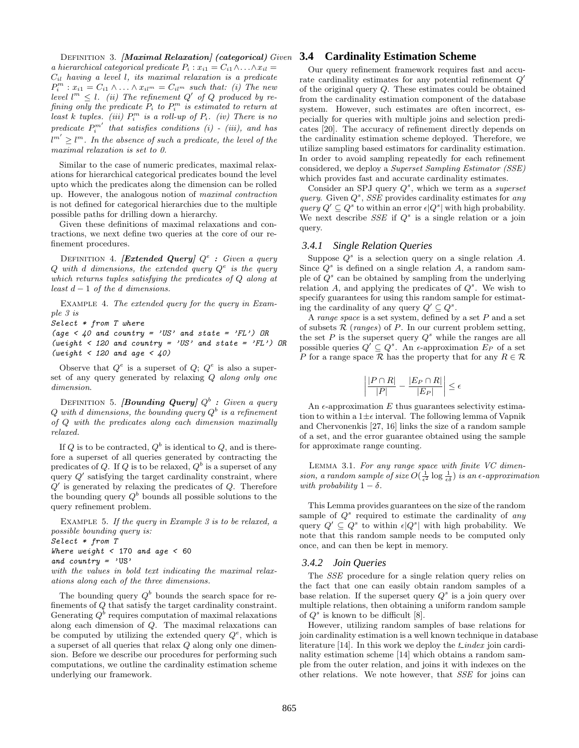Definition 3. ***[Maximal Relaxation] (categorical)*** *Given a hierarchical categorical predicate $P_i : x_{i1} = C_{i1} \wedge \ldots \wedge x_{il} = C_{il}$ having a level $l$, its maximal relaxation is a predicate $P_i^m : x_{i1} = C_{i1} \wedge \ldots \wedge x_{il^m} = C_{il^m}$ such that: (i) The new level $l^m \leq l$. (ii) The refinement $Q'$ of $Q$ produced by refining only the predicate $P_i$ to $P_i^m$ is estimated to return at least $k$ tuples. (iii) $P_i^m$ is a roll-up of $P_i$. (iv) There is no predicate $P_i^{m'}$ that satisfies conditions (i) - (iii), and has $l^{m'} \geq l^m$. In the absence of such a predicate, the level of the maximal relaxation is set to 0.*

Similar to the case of numeric predicates, maximal relaxations for hierarchical categorical predicates bound the level upto which the predicates along the dimension can be rolled up. However, the analogous notion of *maximal contraction* is not defined for categorical hierarchies due to the multiple possible paths for drilling down a hierarchy.

Given these definitions of maximal relaxations and contractions, we next define two queries at the core of our refinement procedures.

Definition 4. ***[Extended Query]*** *$Q^e$ : Given a query $Q$ with $d$ dimensions, the extended query $Q^e$ is the query which returns tuples satisfying the predicates of $Q$ along at least $d-1$ of the $d$ dimensions.*

Example 4. *The extended query for the query in Example 3 is*

```
Select * from T where
(age < 40 and country = 'US' and state = 'FL') OR
(weight < 120 and country = 'US' and state = 'FL') OR
(weight < 120 and age < 40)
```

Observe that $Q^e$ is a superset of $Q$; $Q^e$ is also a superset of any query generated by relaxing $Q$ *along only one dimension*.

Definition 5. ***[Bounding Query]*** *$Q^b$ : Given a query $Q$ with $d$ dimensions, the bounding query $Q^b$ is a refinement of $Q$ with the predicates along each dimension maximally relaxed.*

If $Q$ is to be contracted, $Q^b$ is identical to $Q$, and is therefore a superset of all queries generated by contracting the predicates of $Q$. If $Q$ is to be relaxed, $Q^b$ is a superset of any query $Q'$ satisfying the target cardinality constraint, where $Q'$ is generated by relaxing the predicates of $Q$. Therefore the bounding query $Q^b$ bounds all possible solutions to the query refinement problem.

Example 5. *If the query in Example 3 is to be relaxed, a possible bounding query is:*

```
Select * from T
Where weight < 170 and age < 60
and country = 'US'
```

*with the values in bold text indicating the maximal relaxations along each of the three dimensions.*

The bounding query $Q^b$ bounds the search space for refinements of $Q$ that satisfy the target cardinality constraint. Generating $Q^b$ requires computation of maximal relaxations along each dimension of $Q$. The maximal relaxations can be computed by utilizing the extended query $Q^e$, which is a superset of all queries that relax $Q$ along only one dimension. Before we describe our procedures for performing such computations, we outline the cardinality estimation scheme underlying our framework.

## 3.4 Cardinality Estimation Scheme

Our query refinement framework requires fast and accurate cardinality estimates for any potential refinement $Q'$ of the original query $Q$. These estimates could be obtained from the cardinality estimation component of the database system. However, such estimates are often incorrect, especially for queries with multiple joins and selection predicates [20]. The accuracy of refinement directly depends on the cardinality estimation scheme deployed. Therefore, we utilize sampling based estimators for cardinality estimation. In order to avoid sampling repeatedly for each refinement considered, we deploy a *Superset Sampling Estimator (SSE)* which provides fast and accurate cardinality estimates.

Consider an SPJ query $Q^s$, which we term as a *superset query*. Given $Q^s$, *SSE* provides cardinality estimates for *any query* $Q' \subseteq Q^s$ to within an error $\epsilon|Q^s|$ with high probability. We next describe *SSE* if $Q^s$ is a single relation or a join query.

### 3.4.1 Single Relation Queries

Suppose $Q^s$ is a selection query on a single relation $A$. Since $Q^s$ is defined on a single relation $A$, a random sample of $Q^s$ can be obtained by sampling from the underlying relation $A$, and applying the predicates of $Q^s$. We wish to specify guarantees for using this random sample for estimating the cardinality of any query $Q' \subseteq Q^s$.

A *range space* is a set system, defined by a set $P$ and a set of subsets $\mathcal{R}$ (*ranges*) of $P$. In our current problem setting, the set $P$ is the superset query $Q^s$ while the ranges are all possible queries $Q' \subseteq Q^s$. An $\epsilon$-approximation $E_P$ of a set $P$ for a range space $\mathcal{R}$ has the property that for any $R \in \mathcal{R}$

$$\left| \frac{|P \cap R|}{|P|} - \frac{|E_P \cap R|}{|E_P|} \right| \leq \epsilon$$

An $\epsilon$-approximation $E$ thus guarantees selectivity estimation to within a $1 \pm \epsilon$ interval. The following lemma of Vapnik and Chervonenkis [27, 16] links the size of a random sample of a set, and the error guarantee obtained using the sample for approximate range counting.

Lemma 3.1. *For any range space with finite VC dimension, a random sample of size $O(\frac{1}{\epsilon^2} \log \frac{1}{\epsilon\delta})$ is an $\epsilon$-approximation with probability $1-\delta$.*

This Lemma provides guarantees on the size of the random sample of $Q^s$ required to estimate the cardinality of *any* query $Q' \subseteq Q^s$ to within $\epsilon|Q^s|$ with high probability. We note that this random sample needs to be computed only once, and can then be kept in memory.

### 3.4.2 Join Queries

The *SSE* procedure for a single relation query relies on the fact that one can easily obtain random samples of a base relation. If the superset query $Q^s$ is a join query over multiple relations, then obtaining a uniform random sample of $Q^s$ is known to be difficult [8].

However, utilizing random samples of base relations for join cardinality estimation is a well known technique in database literature [14]. In this work we deploy the *t_index* join cardinality estimation scheme [14] which obtains a random sample from the outer relation, and joins it with indexes on the other relations. We note however, that *SSE* for joins can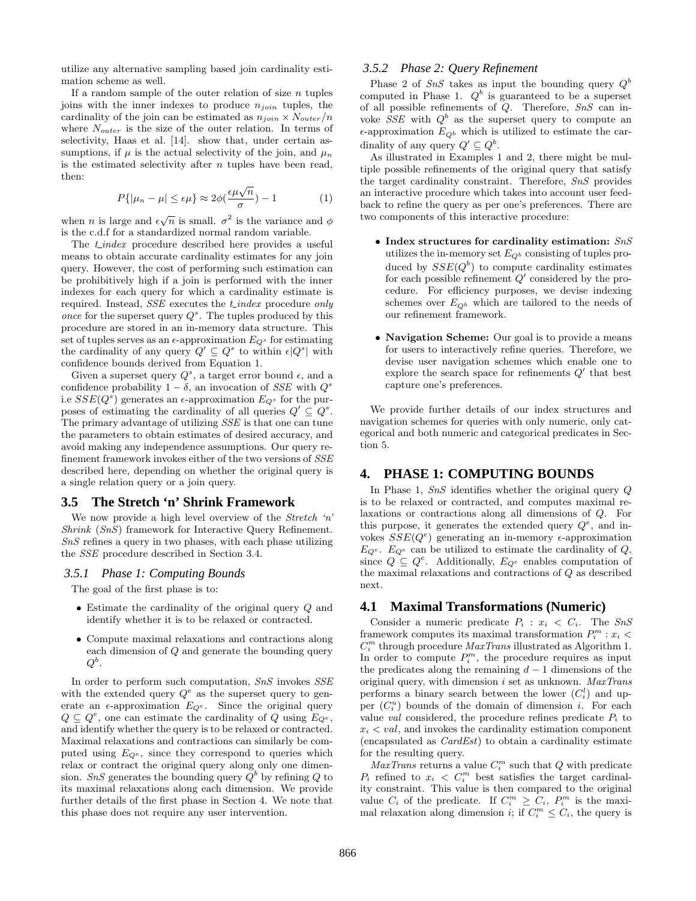utilize any alternative sampling based join cardinality estimation scheme as well.

If a random sample of the outer relation of size $n$ tuples joins with the inner indexes to produce $n_{join}$ tuples, the cardinality of the join can be estimated as $n_{join} \times N_{outer}/n$ where $N_{outer}$ is the size of the outer relation. In terms of selectivity, Haas et al. [14]. show that, under certain assumptions, if $\mu$ is the actual selectivity of the join, and $\mu_n$ is the estimated selectivity after $n$ tuples have been read, then:

$$P\{|\mu_n - \mu| \leq \epsilon\mu\} \approx 2\phi(\frac{\epsilon\mu\sqrt{n}}{\sigma}) - 1 \quad (1)$$

when $n$ is large and $\epsilon\sqrt{n}$ is small. $\sigma^2$ is the variance and $\phi$ is the c.d.f for a standardized normal random variable.

The *t_index* procedure described here provides a useful means to obtain accurate cardinality estimates for any join query. However, the cost of performing such estimation can be prohibitively high if a join is performed with the inner indexes for each query for which a cardinality estimate is required. Instead, *SSE* executes the *t_index* procedure *only once* for the superset query $Q^s$. The tuples produced by this procedure are stored in an in-memory data structure. This set of tuples serves as an $\epsilon$-approximation $E_{Q^s}$ for estimating the cardinality of any query $Q' \subseteq Q^s$ to within $\epsilon|Q^s|$ with confidence bounds derived from Equation 1.

Given a superset query $Q^s$, a target error bound $\epsilon$, and a confidence probability $1-\delta$, an invocation of *SSE* with $Q^s$ i.e $SSE(Q^s)$ generates an $\epsilon$-approximation $E_{Q^s}$ for the purposes of estimating the cardinality of all queries $Q' \subseteq Q^s$. The primary advantage of utilizing *SSE* is that one can tune the parameters to obtain estimates of desired accuracy, and avoid making any independence assumptions. Our query refinement framework invokes either of the two versions of *SSE* described here, depending on whether the original query is a single relation query or a join query.

## 3.5 The Stretch 'n' Shrink Framework

We now provide a high level overview of the *Stretch 'n' Shrink* (*SnS*) framework for Interactive Query Refinement. *SnS* refines a query in two phases, with each phase utilizing the *SSE* procedure described in Section 3.4.

### 3.5.1 Phase 1: Computing Bounds

The goal of the first phase is to:

- Estimate the cardinality of the original query $Q$ and identify whether it is to be relaxed or contracted.
- Compute maximal relaxations and contractions along each dimension of $Q$ and generate the bounding query $Q^b$.

In order to perform such computation, *SnS* invokes *SSE* with the extended query $Q^e$ as the superset query to generate an $\epsilon$-approximation $E_{Q^e}$. Since the original query $Q \subseteq Q^e$, one can estimate the cardinality of $Q$ using $E_{Q^e}$, and identify whether the query is to be relaxed or contracted. Maximal relaxations and contractions can similarly be computed using $E_{Q^e}$, since they correspond to queries which relax or contract the original query along only one dimension. *SnS* generates the bounding query $Q^b$ by refining $Q$ to its maximal relaxations along each dimension. We provide further details of the first phase in Section 4. We note that this phase does not require any user intervention.

### 3.5.2 Phase 2: Query Refinement

Phase 2 of *SnS* takes as input the bounding query $Q^b$ computed in Phase 1. $Q^b$ is guaranteed to be a superset of all possible refinements of $Q$. Therefore, *SnS* can invoke *SSE* with $Q^b$ as the superset query to compute an $\epsilon$-approximation $E_{Q^b}$ which is utilized to estimate the cardinality of any query $Q' \subseteq Q^b$.

As illustrated in Examples 1 and 2, there might be multiple possible refinements of the original query that satisfy the target cardinality constraint. Therefore, *SnS* provides an interactive procedure which takes into account user feedback to refine the query as per one's preferences. There are two components of this interactive procedure:

- **Index structures for cardinality estimation:** *SnS* utilizes the in-memory set $E_{Q^b}$ consisting of tuples produced by $SSE(Q^b)$ to compute cardinality estimates for each possible refinement $Q'$ considered by the procedure. For efficiency purposes, we devise indexing schemes over $E_{Q^b}$ which are tailored to the needs of our refinement framework.
- **Navigation Scheme:** Our goal is to provide a means for users to interactively refine queries. Therefore, we devise user navigation schemes which enable one to explore the search space for refinements $Q'$ that best capture one's preferences.

We provide further details of our index structures and navigation schemes for queries with only numeric, only categorical and both numeric and categorical predicates in Section 5.

# 4. PHASE 1: COMPUTING BOUNDS

In Phase 1, *SnS* identifies whether the original query $Q$ is to be relaxed or contracted, and computes maximal relaxations or contractions along all dimensions of $Q$. For this purpose, it generates the extended query $Q^e$, and invokes $SSE(Q^e)$ generating an in-memory $\epsilon$-approximation $E_{Q^e}$. $E_{Q^e}$ can be utilized to estimate the cardinality of $Q$, since $Q \subseteq Q^e$. Additionally, $E_{Q^e}$ enables computation of the maximal relaxations and contractions of $Q$ as described next.

## 4.1 Maximal Transformations (Numeric)

Consider a numeric predicate $P_i : x_i < C_i$. The *SnS* framework computes its maximal transformation $P_i^m : x_i < C_i^m$ through procedure *MaxTrans* illustrated as Algorithm 1. In order to compute $P_i^m$, the procedure requires as input the predicates along the remaining $d-1$ dimensions of the original query, with dimension $i$ set as unknown. *MaxTrans* performs a binary search between the lower ($C_i^l$) and upper ($C_i^u$) bounds of the domain of dimension $i$. For each value *val* considered, the procedure refines predicate $P_i$ to $x_i < val$, and invokes the cardinality estimation component (encapsulated as *CardEst*) to obtain a cardinality estimate for the resulting query.

*MaxTrans* returns a value $C_i^m$ such that $Q$ with predicate $P_i$ refined to $x_i < C_i^m$ best satisfies the target cardinality constraint. This value is then compared to the original value $C_i$ of the predicate. If $C_i^m \geq C_i$, $P_i^m$ is the maximal relaxation along dimension $i$; if $C_i^m \leq C_i$, the query is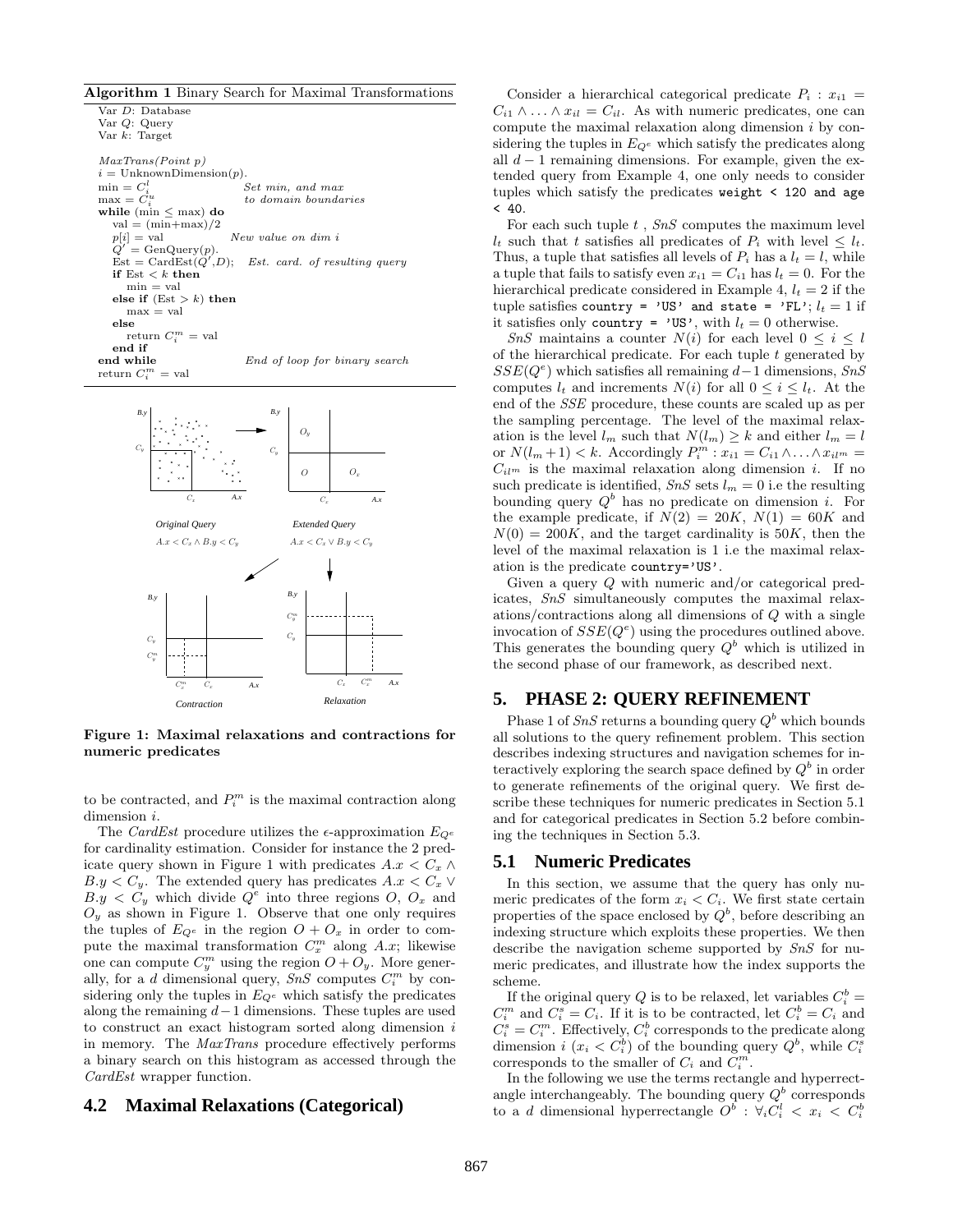**Algorithm 1** Binary Search for Maximal Transformations

```
Var D: Database
Var Q: Query
Var k: Target

MaxTrans(Point p)
i = UnknownDimension(p).
min = C_i^l                    Set min, and max
max = C_i^u                    to domain boundaries
while (min ≤ max) do
   val = (min+max)/2
   p[i] = val                  New value on dim i
   Q' = GenQuery(p).
   Est = CardEst(Q',D);   Est. card. of resulting query
   if Est < k then
      min = val
   else if (Est > k) then
      max = val
   else
      return C_i^m = val
   end if
end while                      End of loop for binary search
return C_i^m = val
```

**Figure 1: Maximal relaxations and contractions for numeric predicates**

to be contracted, and $P_i^m$ is the maximal contraction along dimension $i$.

The *CardEst* procedure utilizes the $\epsilon$-approximation $E_{Q^e}$ for cardinality estimation. Consider for instance the 2 predicate query shown in Figure 1 with predicates $A.x < C_x \wedge B.y < C_y$. The extended query has predicates $A.x < C_x \vee B.y < C_y$ which divide $Q^e$ into three regions $O$, $O_x$ and $O_y$ as shown in Figure 1. Observe that one only requires the tuples of $E_{Q^e}$ in the region $O + O_x$ in order to compute the maximal transformation $C_x^m$ along $A.x$; likewise one can compute $C_y^m$ using the region $O + O_y$. More generally, for a $d$ dimensional query, *SnS* computes $C_i^m$ by considering only the tuples in $E_{Q^e}$ which satisfy the predicates along the remaining $d-1$ dimensions. These tuples are used to construct an exact histogram sorted along dimension $i$ in memory. The *MaxTrans* procedure effectively performs a binary search on this histogram as accessed through the *CardEst* wrapper function.

## 4.2 Maximal Relaxations (Categorical)

Consider a hierarchical categorical predicate $P_i : x_{i1} = C_{i1} \wedge \ldots \wedge x_{il} = C_{il}$. As with numeric predicates, one can compute the maximal relaxation along dimension $i$ by considering the tuples in $E_{Q^e}$ which satisfy the predicates along all $d-1$ remaining dimensions. For example, given the extended query from Example 4, one only needs to consider tuples which satisfy the predicates `weight < 120 and age < 40`.

For each such tuple $t$ , *SnS* computes the maximum level $l_t$ such that $t$ satisfies all predicates of $P_i$ with level $\leq l_t$. Thus, a tuple that satisfies all levels of $P_i$ has a $l_t = l$, while a tuple that fails to satisfy even $x_{i1} = C_{i1}$ has $l_t = 0$. For the hierarchical predicate considered in Example 4, $l_t = 2$ if the tuple satisfies `country = 'US' and state = 'FL'`; $l_t = 1$ if it satisfies only `country = 'US'`, with $l_t = 0$ otherwise.

*SnS* maintains a counter $N(i)$ for each level $0 \leq i \leq l$ of the hierarchical predicate. For each tuple $t$ generated by $SSE(Q^e)$ which satisfies all remaining $d-1$ dimensions, *SnS* computes $l_t$ and increments $N(i)$ for all $0 \leq i \leq l_t$. At the end of the *SSE* procedure, these counts are scaled up as per the sampling percentage. The level of the maximal relaxation is the level $l_m$ such that $N(l_m) \geq k$ and either $l_m = l$ or $N(l_m+1) < k$. Accordingly $P_i^m : x_{i1} = C_{i1} \wedge \ldots \wedge x_{il^m} = C_{il^m}$ is the maximal relaxation along dimension $i$. If no such predicate is identified, *SnS* sets $l_m = 0$ i.e the resulting bounding query $Q^b$ has no predicate on dimension $i$. For the example predicate, if $N(2) = 20K$, $N(1) = 60K$ and $N(0) = 200K$, and the target cardinality is $50K$, then the level of the maximal relaxation is 1 i.e the maximal relaxation is the predicate `country='US'`.

Given a query $Q$ with numeric and/or categorical predicates, *SnS* simultaneously computes the maximal relaxations/contractions along all dimensions of $Q$ with a single invocation of $SSE(Q^e)$ using the procedures outlined above. This generates the bounding query $Q^b$ which is utilized in the second phase of our framework, as described next.

# 5. PHASE 2: QUERY REFINEMENT

Phase 1 of *SnS* returns a bounding query $Q^b$ which bounds all solutions to the query refinement problem. This section describes indexing structures and navigation schemes for interactively exploring the search space defined by $Q^b$ in order to generate refinements of the original query. We first describe these techniques for numeric predicates in Section 5.1 and for categorical predicates in Section 5.2 before combining the techniques in Section 5.3.

## 5.1 Numeric Predicates

In this section, we assume that the query has only numeric predicates of the form $x_i < C_i$. We first state certain properties of the space enclosed by $Q^b$, before describing an indexing structure which exploits these properties. We then describe the navigation scheme supported by *SnS* for numeric predicates, and illustrate how the index supports the scheme.

If the original query $Q$ is to be relaxed, let variables $C_i^b = C_i^m$ and $C_i^s = C_i$. If it is to be contracted, let $C_i^b = C_i$ and $C_i^s = C_i^m$. Effectively, $C_i^b$ corresponds to the predicate along dimension $i$ ($x_i < C_i^b$) of the bounding query $Q^b$, while $C_i^s$ corresponds to the smaller of $C_i$ and $C_i^m$.

In the following we use the terms rectangle and hyperrectangle interchangeably. The bounding query $Q^b$ corresponds to a $d$ dimensional hyperrectangle $O^b : \forall_i C_i^l < x_i < C_i^b$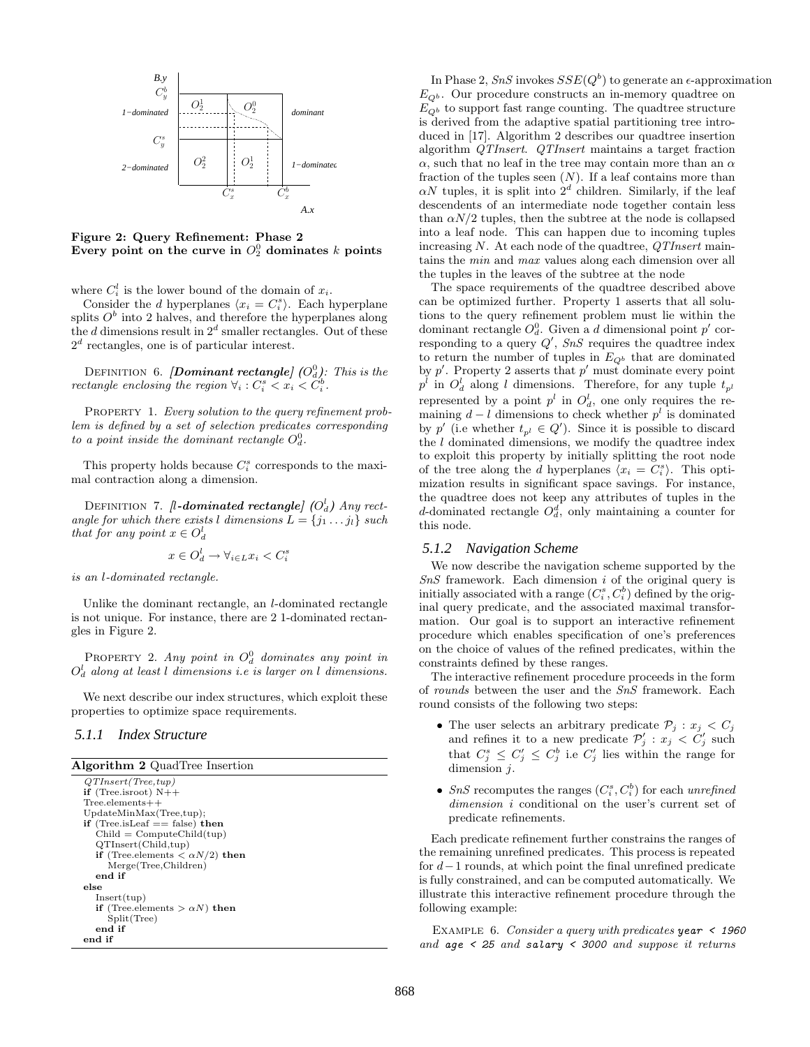Figure 2: Query Refinement: Phase 2
Every point on the curve in $O_2^0$ dominates $k$ points

where $C_i^l$ is the lower bound of the domain of $x_i$.

Consider the $d$ hyperplanes $\langle x_i = C_i^s \rangle$. Each hyperplane splits $O^b$ into 2 halves, and therefore the hyperplanes along the $d$ dimensions result in $2^d$ smaller rectangles. Out of these $2^d$ rectangles, one is of particular interest.

DEFINITION 6. ***[Dominant rectangle]*** ***($O_d^0$)***: *This is the rectangle enclosing the region* $\forall_i : C_i^s < x_i < C_i^b$.

PROPERTY 1. *Every solution to the query refinement problem is defined by a set of selection predicates corresponding to a point inside the dominant rectangle* $O_d^0$.

This property holds because $C_i^s$ corresponds to the maximal contraction along a dimension.

DEFINITION 7. ***[l-dominated rectangle]*** ***($O_d^l$)*** *Any rectangle for which there exists* $l$ *dimensions* $L = \{j_1 \dots j_l\}$ *such that for any point* $x \in O_d^l$

$$x \in O_d^l \rightarrow \forall_{i \in L} x_i < C_i^s$$

*is an* $l$*-dominated rectangle.*

Unlike the dominant rectangle, an $l$-dominated rectangle is not unique. For instance, there are 2 1-dominated rectangles in Figure 2.

PROPERTY 2. *Any point in* $O_d^0$ *dominates any point in* $O_d^l$ *along at least* $l$ *dimensions i.e is larger on* $l$ *dimensions.*

We next describe our index structures, which exploit these properties to optimize space requirements.

### 5.1.1 Index Structure

**Algorithm 2** QuadTree Insertion

```
QTInsert(Tree,tup)
if (Tree.isroot) N++
Tree.elements++
UpdateMinMax(Tree,tup);
if (Tree.isLeaf == false) then
    Child = ComputeChild(tup)
    QTInsert(Child,tup)
    if (Tree.elements < αN/2) then
        Merge(Tree,Children)
    end if
else
    Insert(tup)
    if (Tree.elements > αN) then
        Split(Tree)
    end if
end if
```

In Phase 2, $SnS$ invokes $SSE(Q^b)$ to generate an $\epsilon$-approximation $E_{Q^b}$. Our procedure constructs an in-memory quadtree on $E_{Q^b}$ to support fast range counting. The quadtree structure is derived from the adaptive spatial partitioning tree introduced in [17]. Algorithm 2 describes our quadtree insertion algorithm $QTInsert$. $QTInsert$ maintains a target fraction $\alpha$, such that no leaf in the tree may contain more than an $\alpha$ fraction of the tuples seen ($N$). If a leaf contains more than $\alpha N$ tuples, it is split into $2^d$ children. Similarly, if the leaf descendents of an intermediate node together contain less than $\alpha N/2$ tuples, then the subtree at the node is collapsed into a leaf node. This can happen due to incoming tuples increasing $N$. At each node of the quadtree, $QTInsert$ maintains the *min* and *max* values along each dimension over all the tuples in the leaves of the subtree at the node

The space requirements of the quadtree described above can be optimized further. Property 1 asserts that all solutions to the query refinement problem must lie within the dominant rectangle $O_d^0$. Given a $d$ dimensional point $p'$ corresponding to a query $Q'$, $SnS$ requires the quadtree index to return the number of tuples in $E_{Q^b}$ that are dominated by $p'$. Property 2 asserts that $p'$ must dominate every point $p^l$ in $O_d^l$ along $l$ dimensions. Therefore, for any tuple $t_{p^l}$ represented by a point $p^l$ in $O_d^l$, one only requires the remaining $d-l$ dimensions to check whether $p^l$ is dominated by $p'$ (i.e whether $t_{p^l} \in Q'$). Since it is possible to discard the $l$ dominated dimensions, we modify the quadtree index to exploit this property by initially splitting the root node of the tree along the $d$ hyperplanes $\langle x_i = C_i^s \rangle$. This optimization results in significant space savings. For instance, the quadtree does not keep any attributes of tuples in the $d$-dominated rectangle $O_d^d$, only maintaining a counter for this node.

### 5.1.2 Navigation Scheme

We now describe the navigation scheme supported by the $SnS$ framework. Each dimension $i$ of the original query is initially associated with a range $(C_i^s, C_i^b)$ defined by the original query predicate, and the associated maximal transformation. Our goal is to support an interactive refinement procedure which enables specification of one's preferences on the choice of values of the refined predicates, within the constraints defined by these ranges.

The interactive refinement procedure proceeds in the form of *rounds* between the user and the $SnS$ framework. Each round consists of the following two steps:

- The user selects an arbitrary predicate $\mathcal{P}_j : x_j < C_j$ and refines it to a new predicate $\mathcal{P}'_j : x_j < C'_j$ such that $C_j^s \leq C'_j \leq C_j^b$ i.e $C'_j$ lies within the range for dimension $j$.
- $SnS$ recomputes the ranges $(C_i^s, C_i^b)$ for each *unrefined dimension* $i$ conditional on the user's current set of predicate refinements.

Each predicate refinement further constrains the ranges of the remaining unrefined predicates. This process is repeated for $d-1$ rounds, at which point the final unrefined predicate is fully constrained, and can be computed automatically. We illustrate this interactive refinement procedure through the following example:

EXAMPLE 6. *Consider a query with predicates* `year < 1960` *and* `age < 25` *and* `salary < 3000` *and suppose it returns*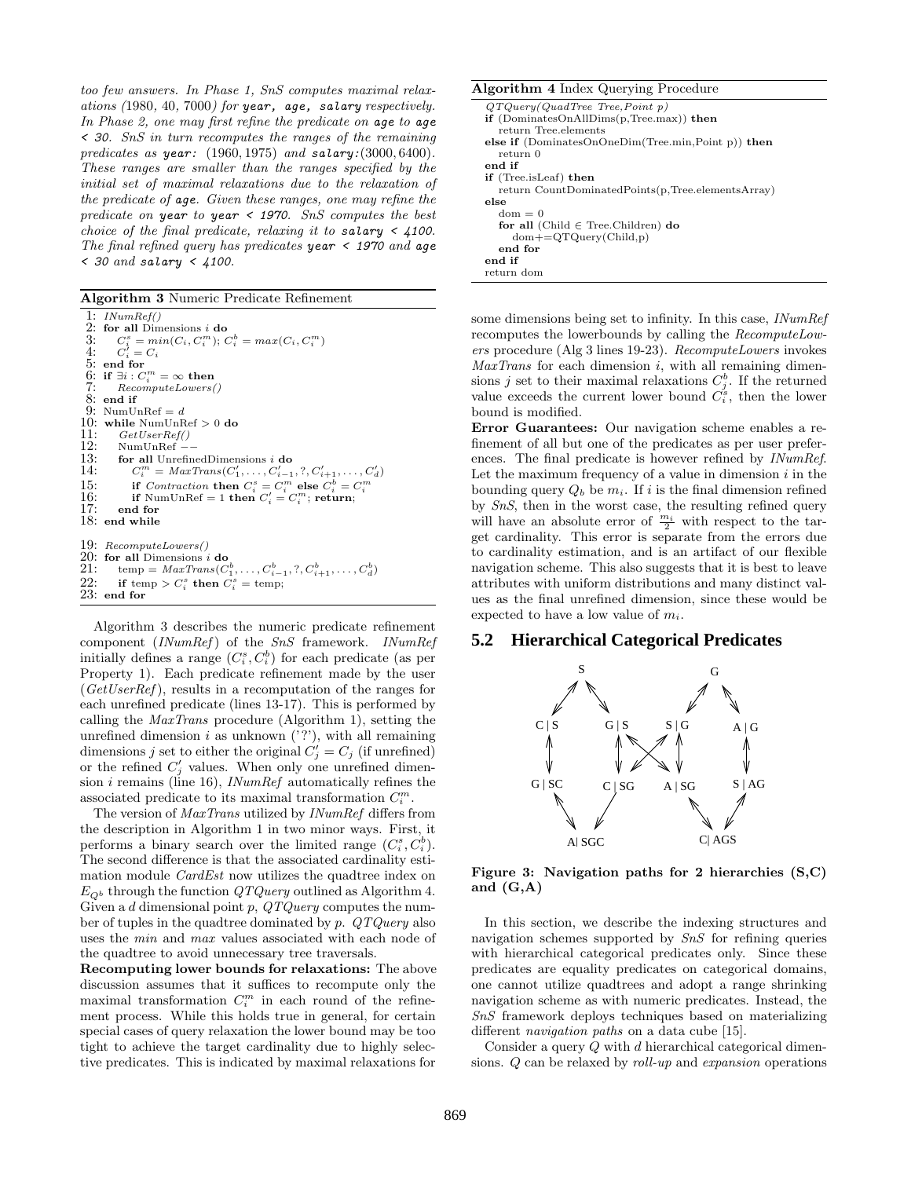*too few answers. In Phase 1, SnS computes maximal relaxations (1980, 40, 7000) for* `year, age, salary` *respectively. In Phase 2, one may first refine the predicate on* `age` *to* `age < 30`*. SnS in turn recomputes the ranges of the remaining predicates as* `year:` *(1960, 1975) and* `salary:`*(3000, 6400). These ranges are smaller than the ranges specified by the initial set of maximal relaxations due to the relaxation of the predicate of* `age`*. Given these ranges, one may refine the predicate on* `year` *to* `year < 1970`*. SnS computes the best choice of the final predicate, relaxing it to* `salary < 4100`*. The final refined query has predicates* `year < 1970` *and* `age < 30` *and* `salary < 4100`*.*

**Algorithm 3** Numeric Predicate Refinement

```
1:  INumRef()
2:  for all Dimensions i do
3:     C_i^s = min(C_i, C_i^m); C_i^b = max(C_i, C_i^m)
4:     C_i' = C_i
5:  end for
6:  if ∃i : C_i^m = ∞ then
7:     RecomputeLowers()
8:  end if
9:  NumUnRef = d
10: while NumUnRef > 0 do
11:    GetUserRef()
12:    NumUnRef −−
13:    for all UnrefinedDimensions i do
14:       C_i^m = MaxTrans(C_1', ..., C_{i-1}', ?, C_{i+1}', ..., C_d')
15:       if Contraction then C_i^s = C_i^m else C_i^b = C_i^m
16:       if NumUnRef = 1 then C_i' = C_i^m; return;
17:    end for
18: end while

19: RecomputeLowers()
20: for all Dimensions i do
21:    temp = MaxTrans(C_1^b, ..., C_{i-1}^b, ?, C_{i+1}^b, ..., C_d^b)
22:    if temp > C_i^s then C_i^s = temp;
23: end for
```

Algorithm 3 describes the numeric predicate refinement component (*INumRef*) of the *SnS* framework. *INumRef* initially defines a range $(C_i^s, C_i^b)$ for each predicate (as per Property 1). Each predicate refinement made by the user (*GetUserRef*), results in a recomputation of the ranges for each unrefined predicate (lines 13-17). This is performed by calling the *MaxTrans* procedure (Algorithm 1), setting the unrefined dimension $i$ as unknown ('?'), with all remaining dimensions $j$ set to either the original $C_j' = C_j$ (if unrefined) or the refined $C_j'$ values. When only one unrefined dimension $i$ remains (line 16), *INumRef* automatically refines the associated predicate to its maximal transformation $C_i^m$.

The version of *MaxTrans* utilized by *INumRef* differs from the description in Algorithm 1 in two minor ways. First, it performs a binary search over the limited range $(C_i^s, C_i^b)$. The second difference is that the associated cardinality estimation module *CardEst* now utilizes the quadtree index on $E_{Q^b}$ through the function *QTQuery* outlined as Algorithm 4. Given a $d$ dimensional point $p$, *QTQuery* computes the number of tuples in the quadtree dominated by $p$. *QTQuery* also uses the *min* and *max* values associated with each node of the quadtree to avoid unnecessary tree traversals.

**Recomputing lower bounds for relaxations:** The above discussion assumes that it suffices to recompute only the maximal transformation $C_i^m$ in each round of the refinement process. While this holds true in general, for certain special cases of query relaxation the lower bound may be too tight to achieve the target cardinality due to highly selective predicates. This is indicated by maximal relaxations for

**Algorithm 4** Index Querying Procedure

```
QTQuery(QuadTree Tree,Point p)
if (DominatesOnAllDims(p,Tree.max)) then
   return Tree.elements
else if (DominatesOnOneDim(Tree.min,Point p)) then
   return 0
end if
if (Tree.isLeaf) then
   return CountDominatedPoints(p,Tree.elementsArray)
else
   dom = 0
   for all (Child ∈ Tree.Children) do
      dom+=QTQuery(Child,p)
   end for
end if
return dom
```

some dimensions being set to infinity. In this case, *INumRef* recomputes the lowerbounds by calling the *RecomputeLowers* procedure (Alg 3 lines 19-23). *RecomputeLowers* invokes *MaxTrans* for each dimension $i$, with all remaining dimensions $j$ set to their maximal relaxations $C_j^b$. If the returned value exceeds the current lower bound $C_i^s$, then the lower bound is modified.

**Error Guarantees:** Our navigation scheme enables a refinement of all but one of the predicates as per user preferences. The final predicate is however refined by *INumRef*. Let the maximum frequency of a value in dimension $i$ in the bounding query $Q_b$ be $m_i$. If $i$ is the final dimension refined by *SnS*, then in the worst case, the resulting refined query will have an absolute error of $\frac{m_i}{2}$ with respect to the target cardinality. This error is separate from the errors due to cardinality estimation, and is an artifact of our flexible navigation scheme. This also suggests that it is best to leave attributes with uniform distributions and many distinct values as the final unrefined dimension, since these would be expected to have a low value of $m_i$.

## 5.2 Hierarchical Categorical Predicates

**Figure 3: Navigation paths for 2 hierarchies (S,C) and (G,A)**

In this section, we describe the indexing structures and navigation schemes supported by *SnS* for refining queries with hierarchical categorical predicates only. Since these predicates are equality predicates on categorical domains, one cannot utilize quadtrees and adopt a range shrinking navigation scheme as with numeric predicates. Instead, the *SnS* framework deploys techniques based on materializing different *navigation paths* on a data cube [15].

Consider a query $Q$ with $d$ hierarchical categorical dimensions. $Q$ can be relaxed by *roll-up* and *expansion* operations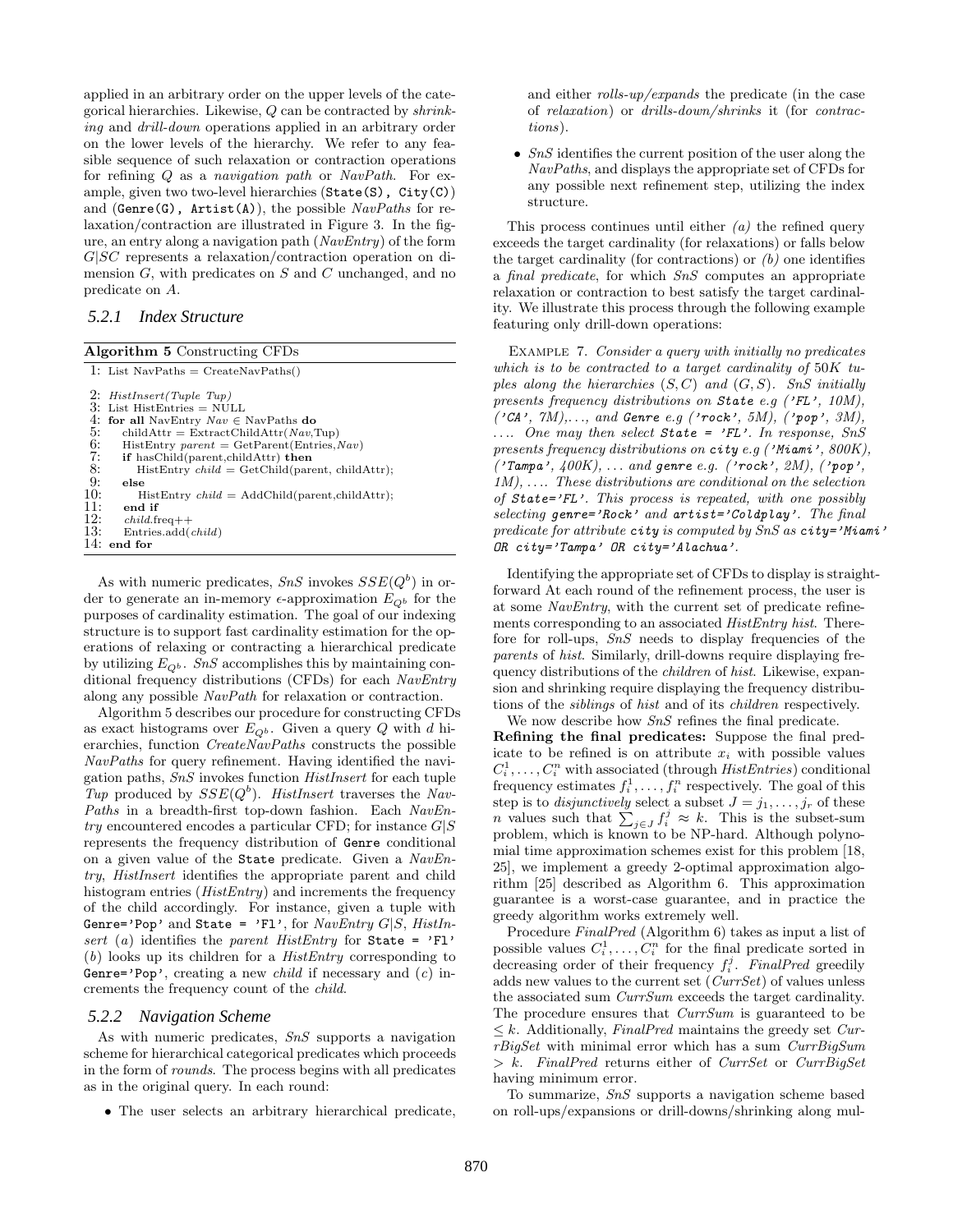applied in an arbitrary order on the upper levels of the categorical hierarchies. Likewise, $Q$ can be contracted by *shrinking* and *drill-down* operations applied in an arbitrary order on the lower levels of the hierarchy. We refer to any feasible sequence of such relaxation or contraction operations for refining $Q$ as a *navigation path* or *NavPath*. For example, given two two-level hierarchies (`State(S), City(C)`) and (`Genre(G), Artist(A)`), the possible *NavPaths* for relaxation/contraction are illustrated in Figure 3. In the figure, an entry along a navigation path (*NavEntry*) of the form $G|SC$ represents a relaxation/contraction operation on dimension $G$, with predicates on $S$ and $C$ unchanged, and no predicate on $A$.

#### 5.2.1 Index Structure

**Algorithm 5** Constructing CFDs

```
1: List NavPaths = CreateNavPaths()

2: HistInsert(Tuple Tup)
3: List HistEntries = NULL
4: for all NavEntry Nav ∈ NavPaths do
5:    childAttr = ExtractChildAttr(Nav,Tup)
6:    HistEntry parent = GetParent(Entries,Nav)
7:    if hasChild(parent,childAttr) then
8:       HistEntry child = GetChild(parent, childAttr);
9:    else
10:      HistEntry child = AddChild(parent,childAttr);
11:   end if
12:   child.freq++
13:   Entries.add(child)
14: end for
```

As with numeric predicates, *SnS* invokes $SSE(Q^b)$ in order to generate an in-memory $\epsilon$-approximation $E_{Q^b}$ for the purposes of cardinality estimation. The goal of our indexing structure is to support fast cardinality estimation for the operations of relaxing or contracting a hierarchical predicate by utilizing $E_{Q^b}$. *SnS* accomplishes this by maintaining conditional frequency distributions (CFDs) for each *NavEntry* along any possible *NavPath* for relaxation or contraction.

Algorithm 5 describes our procedure for constructing CFDs as exact histograms over $E_{Q^b}$. Given a query $Q$ with $d$ hierarchies, function *CreateNavPaths* constructs the possible *NavPaths* for query refinement. Having identified the navigation paths, *SnS* invokes function *HistInsert* for each tuple *Tup* produced by $SSE(Q^b)$. *HistInsert* traverses the *NavPaths* in a breadth-first top-down fashion. Each *NavEntry* encountered encodes a particular CFD; for instance $G|S$ represents the frequency distribution of `Genre` conditional on a given value of the `State` predicate. Given a *NavEntry*, *HistInsert* identifies the appropriate parent and child histogram entries (*HistEntry*) and increments the frequency of the child accordingly. For instance, given a tuple with `Genre='Pop'` and `State = 'Fl'`, for *NavEntry* $G|S$, *HistInsert* (*a*) identifies the *parent HistEntry* for `State = 'Fl'` (*b*) looks up its children for a *HistEntry* corresponding to `Genre='Pop'`, creating a new *child* if necessary and (*c*) increments the frequency count of the *child*.

#### 5.2.2 Navigation Scheme

As with numeric predicates, *SnS* supports a navigation scheme for hierarchical categorical predicates which proceeds in the form of *rounds*. The process begins with all predicates as in the original query. In each round:

- The user selects an arbitrary hierarchical predicate, and either *rolls-up/expands* the predicate (in the case of *relaxation*) or *drills-down/shrinks* it (for *contractions*).
- *SnS* identifies the current position of the user along the *NavPaths*, and displays the appropriate set of CFDs for any possible next refinement step, utilizing the index structure.

This process continues until either *(a)* the refined query exceeds the target cardinality (for relaxations) or falls below the target cardinality (for contractions) or *(b)* one identifies a *final predicate*, for which *SnS* computes an appropriate relaxation or contraction to best satisfy the target cardinality. We illustrate this process through the following example featuring only drill-down operations:

Example 7. *Consider a query with initially no predicates which is to be contracted to a target cardinality of 50K tuples along the hierarchies $(S, C)$ and $(G, S)$. SnS initially presents frequency distributions on `State` e.g ('FL', 10M), ('CA', 7M),..., and `Genre` e.g ('rock', 5M), ('pop', 3M), .... One may then select `State = 'FL'`. In response, SnS presents frequency distributions on `city` e.g ('Miami', 800K), ('Tampa', 400K), ... and `genre` e.g. ('rock', 2M), ('pop', 1M), .... These distributions are conditional on the selection of `State='FL'`. This process is repeated, with one possibly selecting `genre='Rock'` and `artist='Coldplay'`. The final predicate for attribute `city` is computed by SnS as `city='Miami' OR city='Tampa' OR city='Alachua'`.*

Identifying the appropriate set of CFDs to display is straightforward At each round of the refinement process, the user is at some *NavEntry*, with the current set of predicate refinements corresponding to an associated *HistEntry hist*. Therefore for roll-ups, *SnS* needs to display frequencies of the *parents* of *hist*. Similarly, drill-downs require displaying frequency distributions of the *children* of *hist*. Likewise, expansion and shrinking require displaying the frequency distributions of the *siblings* of *hist* and of its *children* respectively.

We now describe how *SnS* refines the final predicate.

**Refining the final predicates:** Suppose the final predicate to be refined is on attribute $x_i$ with possible values $C_i^1, \ldots, C_i^n$ with associated (through *HistEntries*) conditional frequency estimates $f_i^1, \ldots, f_i^n$ respectively. The goal of this step is to *disjunctively* select a subset $J = j_1, \ldots, j_r$ of these $n$ values such that $\sum_{j \in J} f_i^j \approx k$. This is the subset-sum problem, which is known to be NP-hard. Although polynomial time approximation schemes exist for this problem [18, 25], we implement a greedy 2-optimal approximation algorithm [25] described as Algorithm 6. This approximation guarantee is a worst-case guarantee, and in practice the greedy algorithm works extremely well.

Procedure *FinalPred* (Algorithm 6) takes as input a list of possible values $C_i^1, \ldots, C_i^n$ for the final predicate sorted in decreasing order of their frequency $f_i^j$. *FinalPred* greedily adds new values to the current set (*CurrSet*) of values unless the associated sum *CurrSum* exceeds the target cardinality. The procedure ensures that *CurrSum* is guaranteed to be $\leq k$. Additionally, *FinalPred* maintains the greedy set *CurrBigSet* with minimal error which has a sum *CurrBigSum* $> k$. *FinalPred* returns either of *CurrSet* or *CurrBigSet* having minimum error.

To summarize, *SnS* supports a navigation scheme based on roll-ups/expansions or drill-downs/shrinking along mul-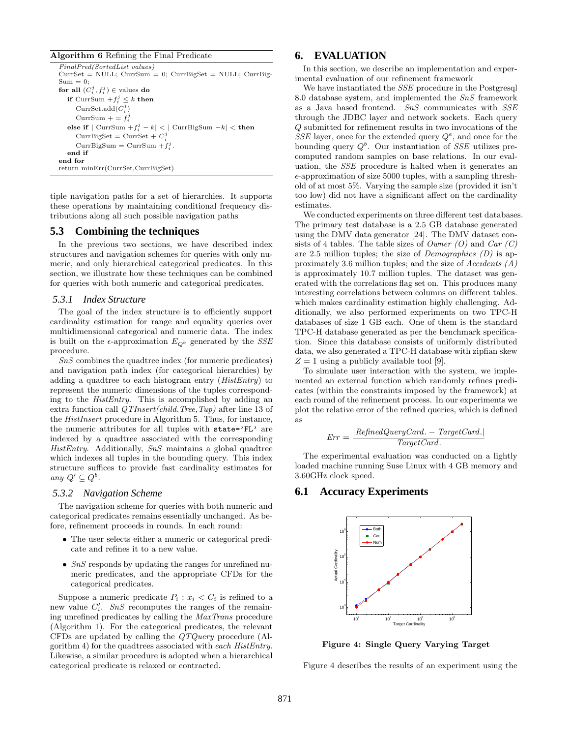**Algorithm 6** Refining the Final Predicate

```
FinalPred(SortedList values)
CurrSet = NULL; CurrSum = 0; CurrBigSet = NULL; CurrBigSum = 0;
for all (C_i^j, f_i^j) ∈ values do
    if CurrSum + f_i^j ≤ k then
        CurrSet.add(C_i^j)
        CurrSum + = f_i^j
    else if | CurrSum + f_i^j − k| < | CurrBigSum − k| < then
        CurrBigSet = CurrSet + C_i^j
        CurrBigSum = CurrSum + f_i^j.
    end if
end for
return minErr(CurrSet,CurrBigSet)
```

tiple navigation paths for a set of hierarchies. It supports these operations by maintaining conditional frequency distributions along all such possible navigation paths

## 5.3 Combining the techniques

In the previous two sections, we have described index structures and navigation schemes for queries with only numeric, and only hierarchical categorical predicates. In this section, we illustrate how these techniques can be combined for queries with both numeric and categorical predicates.

### 5.3.1 Index Structure

The goal of the index structure is to efficiently support cardinality estimation for range and equality queries over multidimensional categorical and numeric data. The index is built on the $\epsilon$-approximation $E_{Q^b}$ generated by the *SSE* procedure.

*SnS* combines the quadtree index (for numeric predicates) and navigation path index (for categorical hierarchies) by adding a quadtree to each histogram entry (*HistEntry*) to represent the numeric dimensions of the tuples corresponding to the *HistEntry*. This is accomplished by adding an extra function call *QTInsert(child.Tree,Tup)* after line 13 of the *HistInsert* procedure in Algorithm 5. Thus, for instance, the numeric attributes for all tuples with `state='FL'` are indexed by a quadtree associated with the corresponding *HistEntry*. Additionally, *SnS* maintains a global quadtree which indexes all tuples in the bounding query. This index structure suffices to provide fast cardinality estimates for *any* $Q' \subseteq Q^b$.

### 5.3.2 Navigation Scheme

The navigation scheme for queries with both numeric and categorical predicates remains essentially unchanged. As before, refinement proceeds in rounds. In each round:

- The user selects either a numeric or categorical predicate and refines it to a new value.
- *SnS* responds by updating the ranges for unrefined numeric predicates, and the appropriate CFDs for the categorical predicates.

Suppose a numeric predicate $P_i : x_i < C_i$ is refined to a new value $C_i'$. *SnS* recomputes the ranges of the remaining unrefined predicates by calling the *MaxTrans* procedure (Algorithm 1). For the categorical predicates, the relevant CFDs are updated by calling the *QTQuery* procedure (Algorithm 4) for the quadtrees associated with *each HistEntry*. Likewise, a similar procedure is adopted when a hierarchical categorical predicate is relaxed or contracted.

# 6. EVALUATION

In this section, we describe an implementation and experimental evaluation of our refinement framework

We have instantiated the *SSE* procedure in the Postgresql 8.0 database system, and implemented the *SnS* framework as a Java based frontend. *SnS* communicates with *SSE* through the JDBC layer and network sockets. Each query $Q$ submitted for refinement results in two invocations of the *SSE* layer, once for the extended query $Q^e$, and once for the bounding query $Q^b$. Our instantiation of *SSE* utilizes precomputed random samples on base relations. In our evaluation, the *SSE* procedure is halted when it generates an $\epsilon$-approximation of size 5000 tuples, with a sampling threshold of at most 5%. Varying the sample size (provided it isn't too low) did not have a significant affect on the cardinality estimates.

We conducted experiments on three different test databases. The primary test database is a 2.5 GB database generated using the DMV data generator [24]. The DMV dataset consists of 4 tables. The table sizes of *Owner (O)* and *Car (C)* are 2.5 million tuples; the size of *Demographics (D)* is approximately 3.6 million tuples; and the size of *Accidents (A)* is approximately 10.7 million tuples. The dataset was generated with the correlations flag set on. This produces many interesting correlations between columns on different tables. which makes cardinality estimation highly challenging. Additionally, we also performed experiments on two TPC-H databases of size 1 GB each. One of them is the standard TPC-H database generated as per the benchmark specification. Since this database consists of uniformly distributed data, we also generated a TPC-H database with zipfian skew $Z = 1$ using a publicly available tool [9].

To simulate user interaction with the system, we implemented an external function which randomly refines predicates (within the constraints imposed by the framework) at each round of the refinement process. In our experiments we plot the relative error of the refined queries, which is defined as

$$Err = \frac{|RefinedQueryCard. - TargetCard.|}{TargetCard.}$$

The experimental evaluation was conducted on a lightly loaded machine running Suse Linux with 4 GB memory and 3.60GHz clock speed.

## 6.1 Accuracy Experiments

**Figure 4: Single Query Varying Target**

Figure 4 describes the results of an experiment using the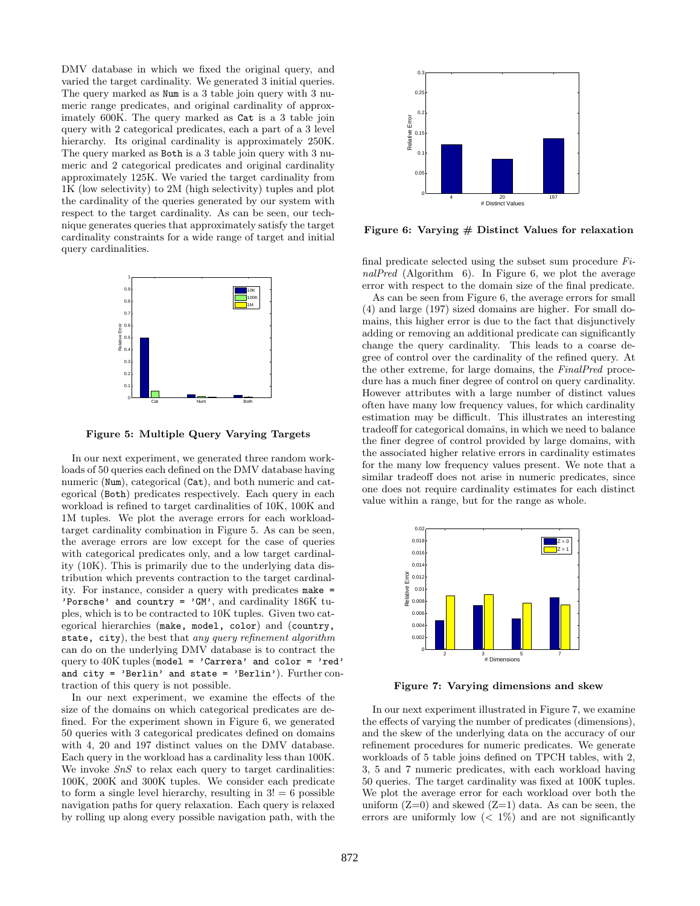DMV database in which we fixed the original query, and varied the target cardinality. We generated 3 initial queries. The query marked as Num is a 3 table join query with 3 numeric range predicates, and original cardinality of approximately 600K. The query marked as Cat is a 3 table join query with 2 categorical predicates, each a part of a 3 level hierarchy. Its original cardinality is approximately 250K. The query marked as Both is a 3 table join query with 3 numeric and 2 categorical predicates and original cardinality approximately 125K. We varied the target cardinality from 1K (low selectivity) to 2M (high selectivity) tuples and plot the cardinality of the queries generated by our system with respect to the target cardinality. As can be seen, our technique generates queries that approximately satisfy the target cardinality constraints for a wide range of target and initial query cardinalities.

**Figure 5: Multiple Query Varying Targets**

In our next experiment, we generated three random workloads of 50 queries each defined on the DMV database having numeric (Num), categorical (Cat), and both numeric and categorical (Both) predicates respectively. Each query in each workload is refined to target cardinalities of 10K, 100K and 1M tuples. We plot the average errors for each workload-target cardinality combination in Figure 5. As can be seen, the average errors are low except for the case of queries with categorical predicates only, and a low target cardinality (10K). This is primarily due to the underlying data distribution which prevents contraction to the target cardinality. For instance, consider a query with predicates make = 'Porsche' and country = 'GM', and cardinality 186K tuples, which is to be contracted to 10K tuples. Given two categorical hierarchies (make, model, color) and (country, state, city), the best that *any query refinement algorithm* can do on the underlying DMV database is to contract the query to 40K tuples (model = 'Carrera' and color = 'red' and city = 'Berlin' and state = 'Berlin'). Further contraction of this query is not possible.

In our next experiment, we examine the effects of the size of the domains on which categorical predicates are defined. For the experiment shown in Figure 6, we generated 50 queries with 3 categorical predicates defined on domains with 4, 20 and 197 distinct values on the DMV database. Each query in the workload has a cardinality less than 100K. We invoke *SnS* to relax each query to target cardinalities: 100K, 200K and 300K tuples. We consider each predicate to form a single level hierarchy, resulting in $3! = 6$ possible navigation paths for query relaxation. Each query is relaxed by rolling up along every possible navigation path, with the final predicate selected using the subset sum procedure *FinalPred* (Algorithm 6). In Figure 6, we plot the average error with respect to the domain size of the final predicate.

**Figure 6: Varying # Distinct Values for relaxation**

As can be seen from Figure 6, the average errors for small (4) and large (197) sized domains are higher. For small domains, this higher error is due to the fact that disjunctively adding or removing an additional predicate can significantly change the query cardinality. This leads to a coarse degree of control over the cardinality of the refined query. At the other extreme, for large domains, the *FinalPred* procedure has a much finer degree of control on query cardinality. However attributes with a large number of distinct values often have many low frequency values, for which cardinality estimation may be difficult. This illustrates an interesting tradeoff for categorical domains, in which we need to balance the finer degree of control provided by large domains, with the associated higher relative errors in cardinality estimates for the many low frequency values present. We note that a similar tradeoff does not arise in numeric predicates, since one does not require cardinality estimates for each distinct value within a range, but for the range as whole.

**Figure 7: Varying dimensions and skew**

In our next experiment illustrated in Figure 7, we examine the effects of varying the number of predicates (dimensions), and the skew of the underlying data on the accuracy of our refinement procedures for numeric predicates. We generate workloads of 5 table joins defined on TPCH tables, with 2, 3, 5 and 7 numeric predicates, with each workload having 50 queries. The target cardinality was fixed at 100K tuples. We plot the average error for each workload over both the uniform (Z=0) and skewed (Z=1) data. As can be seen, the errors are uniformly low (< 1%) and are not significantly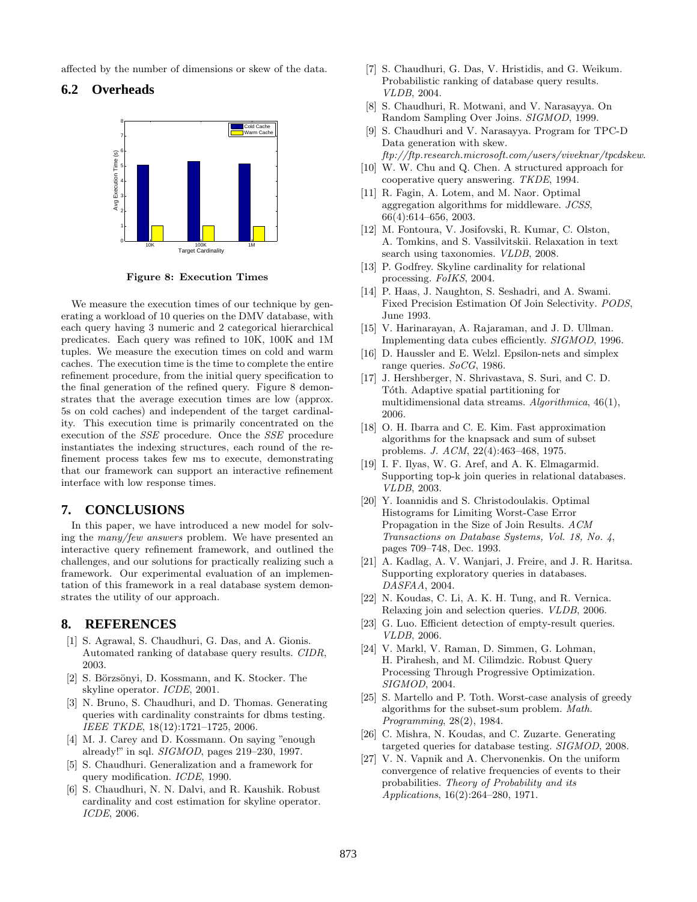affected by the number of dimensions or skew of the data.

## 6.2 Overheads

8
7
6
5
4
3
2
1
0
Avg Execution Time (s)
Cold Cache
Warm Cache
10K
100K
1M
Target Cardinality

**Figure 8: Execution Times**

We measure the execution times of our technique by generating a workload of 10 queries on the DMV database, with each query having 3 numeric and 2 categorical hierarchical predicates. Each query was refined to 10K, 100K and 1M tuples. We measure the execution times on cold and warm caches. The execution time is the time to complete the entire refinement procedure, from the initial query specification to the final generation of the refined query. Figure 8 demonstrates that the average execution times are low (approx. 5s on cold caches) and independent of the target cardinality. This execution time is primarily concentrated on the execution of the *SSE* procedure. Once the *SSE* procedure instantiates the indexing structures, each round of the refinement process takes few ms to execute, demonstrating that our framework can support an interactive refinement interface with low response times.

# 7. CONCLUSIONS

In this paper, we have introduced a new model for solving the *many/few answers* problem. We have presented an interactive query refinement framework, and outlined the challenges, and our solutions for practically realizing such a framework. Our experimental evaluation of an implementation of this framework in a real database system demonstrates the utility of our approach.

# 8. REFERENCES

[1] S. Agrawal, S. Chaudhuri, G. Das, and A. Gionis. Automated ranking of database query results. *CIDR*, 2003.

[2] S. Börzsönyi, D. Kossmann, and K. Stocker. The skyline operator. *ICDE*, 2001.

[3] N. Bruno, S. Chaudhuri, and D. Thomas. Generating queries with cardinality constraints for dbms testing. *IEEE TKDE*, 18(12):1721–1725, 2006.

[4] M. J. Carey and D. Kossmann. On saying "enough already!" in sql. *SIGMOD*, pages 219–230, 1997.

[5] S. Chaudhuri. Generalization and a framework for query modification. *ICDE*, 1990.

[6] S. Chaudhuri, N. N. Dalvi, and R. Kaushik. Robust cardinality and cost estimation for skyline operator. *ICDE*, 2006.

[7] S. Chaudhuri, G. Das, V. Hristidis, and G. Weikum. Probabilistic ranking of database query results. *VLDB*, 2004.

[8] S. Chaudhuri, R. Motwani, and V. Narasayya. On Random Sampling Over Joins. *SIGMOD*, 1999.

[9] S. Chaudhuri and V. Narasayya. Program for TPC-D Data generation with skew. *ftp://ftp.research.microsoft.com/users/viveknar/tpcdskew.*

[10] W. W. Chu and Q. Chen. A structured approach for cooperative query answering. *TKDE*, 1994.

[11] R. Fagin, A. Lotem, and M. Naor. Optimal aggregation algorithms for middleware. *JCSS*, 66(4):614–656, 2003.

[12] M. Fontoura, V. Josifovski, R. Kumar, C. Olston, A. Tomkins, and S. Vassilvitskii. Relaxation in text search using taxonomies. *VLDB*, 2008.

[13] P. Godfrey. Skyline cardinality for relational processing. *FoIKS*, 2004.

[14] P. Haas, J. Naughton, S. Seshadri, and A. Swami. Fixed Precision Estimation Of Join Selectivity. *PODS*, June 1993.

[15] V. Harinarayan, A. Rajaraman, and J. D. Ullman. Implementing data cubes efficiently. *SIGMOD*, 1996.

[16] D. Haussler and E. Welzl. Epsilon-nets and simplex range queries. *SoCG*, 1986.

[17] J. Hershberger, N. Shrivastava, S. Suri, and C. D. Tóth. Adaptive spatial partitioning for multidimensional data streams. *Algorithmica*, 46(1), 2006.

[18] O. H. Ibarra and C. E. Kim. Fast approximation algorithms for the knapsack and sum of subset problems. *J. ACM*, 22(4):463–468, 1975.

[19] I. F. Ilyas, W. G. Aref, and A. K. Elmagarmid. Supporting top-k join queries in relational databases. *VLDB*, 2003.

[20] Y. Ioannidis and S. Christodoulakis. Optimal Histograms for Limiting Worst-Case Error Propagation in the Size of Join Results. *ACM Transactions on Database Systems, Vol. 18, No. 4*, pages 709–748, Dec. 1993.

[21] A. Kadlag, A. V. Wanjari, J. Freire, and J. R. Haritsa. Supporting exploratory queries in databases. *DASFAA*, 2004.

[22] N. Koudas, C. Li, A. K. H. Tung, and R. Vernica. Relaxing join and selection queries. *VLDB*, 2006.

[23] G. Luo. Efficient detection of empty-result queries. *VLDB*, 2006.

[24] V. Markl, V. Raman, D. Simmen, G. Lohman, H. Pirahesh, and M. Cilimdzic. Robust Query Processing Through Progressive Optimization. *SIGMOD*, 2004.

[25] S. Martello and P. Toth. Worst-case analysis of greedy algorithms for the subset-sum problem. *Math. Programming*, 28(2), 1984.

[26] C. Mishra, N. Koudas, and C. Zuzarte. Generating targeted queries for database testing. *SIGMOD*, 2008.

[27] V. N. Vapnik and A. Chervonenkis. On the uniform convergence of relative frequencies of events to their probabilities. *Theory of Probability and its Applications*, 16(2):264–280, 1971.